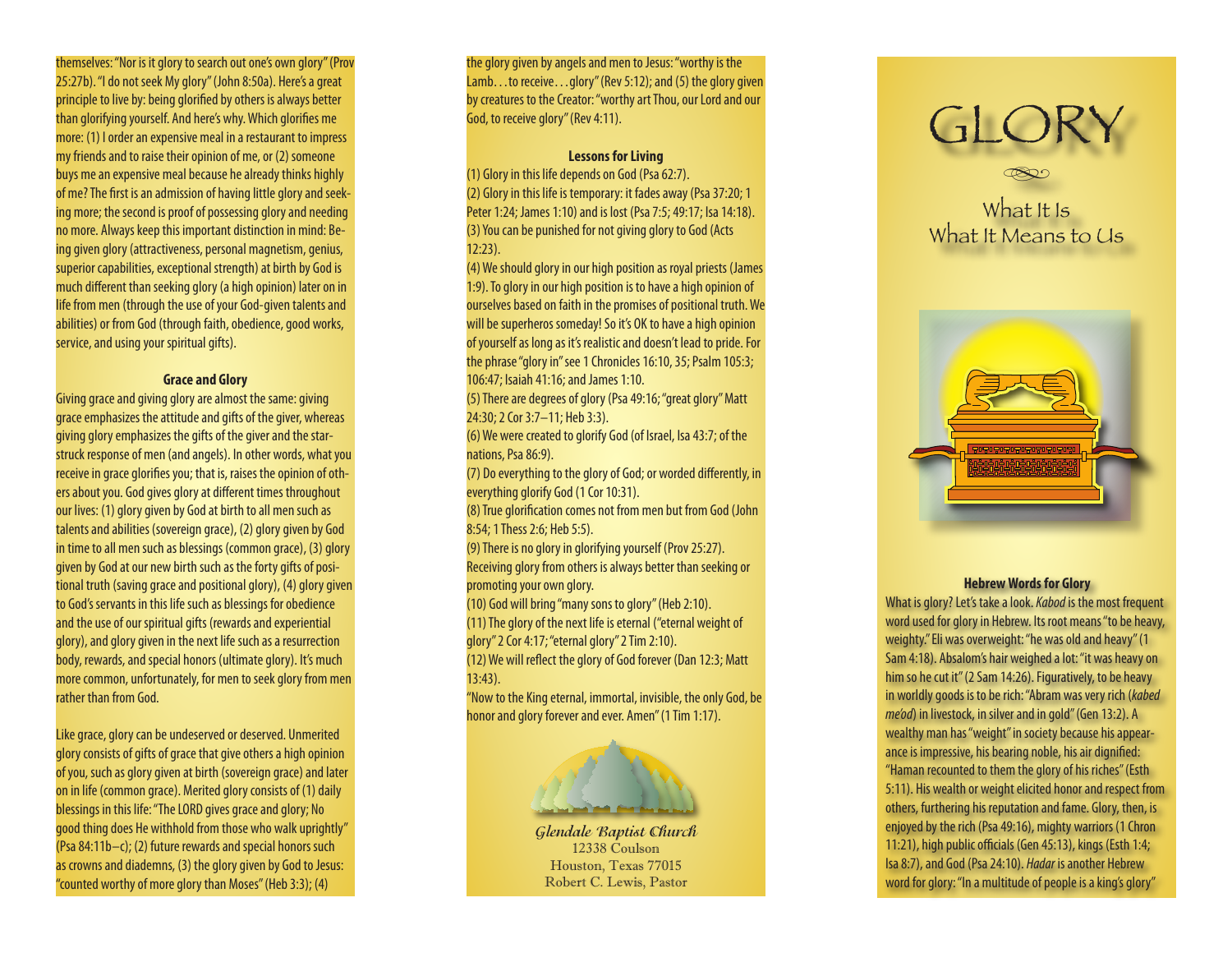themselves: "Nor is it glory to search out one's own glory" (Prov 25:27b). "I do not seek My glory" (John 8:50a). Here's a great principle to live by: being glorified by others is always better than glorifying yourself. And here's why. Which glorifies me more: (1) I order an expensive meal in a restaurant to impress my friends and to raise their opinion of me, or (2) someone buys me an expensive meal because he already thinks highly of me? The first is an admission of having little glory and seeking more; the second is proof of possessing glory and needing no more. Always keep this important distinction in mind: Being given glory (attractiveness, personal magnetism, genius, superior capabilities, exceptional strength) at birth by God is much different than seeking glory (a high opinion) later on in life from men (through the use of your God-given talents and abilities) or from God (through faith, obedience, good works, service, and using your spiritual gifts).

**Grace and Glory**

Giving grace and giving glory are almost the same: giving grace emphasizes the attitude and gifts of the giver, whereas giving glory emphasizes the gifts of the giver and the star-struck response of men (and angels). In other words, what you receive in grace glorifies you; that is, raises the opinion of others about you. God gives glory at different times throughout our lives: (1) glory given by God at birth to all men such as talents and abilities (sovereign grace), (2) glory given by God in time to all men such as blessings (common grace), (3) glory given by God at our new birth such as the forty gifts of positional truth (saving grace and positional glory), (4) glory given to God's servants in this life such as blessings for obedience and the use of our spiritual gifts (rewards and experiential glory), and glory given in the next life such as a resurrection body, rewards, and special honors (ultimate glory). It's much more common, unfortunately, for men to seek glory from men rather than from God.

Like grace, glory can be undeserved or deserved. Unmerited glory consists of gifts of grace that give others a high opinion of you, such as glory given at birth (sovereign grace) and later on in life (common grace). Merited glory consists of (1) daily blessings in this life: "The LORD gives grace and glory; No good thing does He withhold from those who walk uprightly" (Psa 84:11b–c); (2) future rewards and special honors such as crowns and diademns, (3) the glory given by God to Jesus: "counted worthy of more glory than Moses" (Heb 3:3); (4) the glory given by angels and men to Jesus: "worthy is the Lamb…to receive…glory" (Rev 5:12); and (5) the glory given by creatures to the Creator: "worthy art Thou, our Lord and our God, to receive glory" (Rev 4:11).

**Lessons for Living**

(1) Glory in this life depends on God (Psa 62:7).
(2) Glory in this life is temporary: it fades away (Psa 37:20; 1 Peter 1:24; James 1:10) and is lost (Psa 7:5; 49:17; Isa 14:18).
(3) You can be punished for not giving glory to God (Acts 12:23).
(4) We should glory in our high position as royal priests (James 1:9). To glory in our high position is to have a high opinion of ourselves based on faith in the promises of positional truth. We will be superheros someday! So it's OK to have a high opinion of yourself as long as it's realistic and doesn't lead to pride. For the phrase "glory in" see 1 Chronicles 16:10, 35; Psalm 105:3; 106:47; Isaiah 41:16; and James 1:10.
(5) There are degrees of glory (Psa 49:16; "great glory" Matt 24:30; 2 Cor 3:7–11; Heb 3:3).
(6) We were created to glorify God (of Israel, Isa 43:7; of the nations, Psa 86:9).
(7) Do everything to the glory of God; or worded differently, in everything glorify God (1 Cor 10:31).
(8) True glorification comes not from men but from God (John 8:54; 1 Thess 2:6; Heb 5:5).
(9) There is no glory in glorifying yourself (Prov 25:27). Receiving glory from others is always better than seeking or promoting your own glory.
(10) God will bring "many sons to glory" (Heb 2:10).
(11) The glory of the next life is eternal ("eternal weight of glory" 2 Cor 4:17; "eternal glory" 2 Tim 2:10).
(12) We will reflect the glory of God forever (Dan 12:3; Matt 13:43).

"Now to the King eternal, immortal, invisible, the only God, be honor and glory forever and ever. Amen" (1 Tim 1:17).

*Glendale Baptist Church*
12338 Coulson
Houston, Texas 77015
Robert C. Lewis, Pastor

# GLORY

## What It Is
## What It Means to Us

**Hebrew Words for Glory**

What is glory? Let's take a look. *Kabod* is the most frequent word used for glory in Hebrew. Its root means "to be heavy, weighty." Eli was overweight: "he was old and heavy" (1 Sam 4:18). Absalom's hair weighed a lot: "it was heavy on him so he cut it" (2 Sam 14:26). Figuratively, to be heavy in worldly goods is to be rich: "Abram was very rich (*kabed me'od*) in livestock, in silver and in gold" (Gen 13:2). A wealthy man has "weight" in society because his appearance is impressive, his bearing noble, his air dignified: "Haman recounted to them the glory of his riches" (Esth 5:11). His wealth or weight elicited honor and respect from others, furthering his reputation and fame. Glory, then, is enjoyed by the rich (Psa 49:16), mighty warriors (1 Chron 11:21), high public officials (Gen 45:13), kings (Esth 1:4; Isa 8:7), and God (Psa 24:10). *Hadar* is another Hebrew word for glory: "In a multitude of people is a king's glory"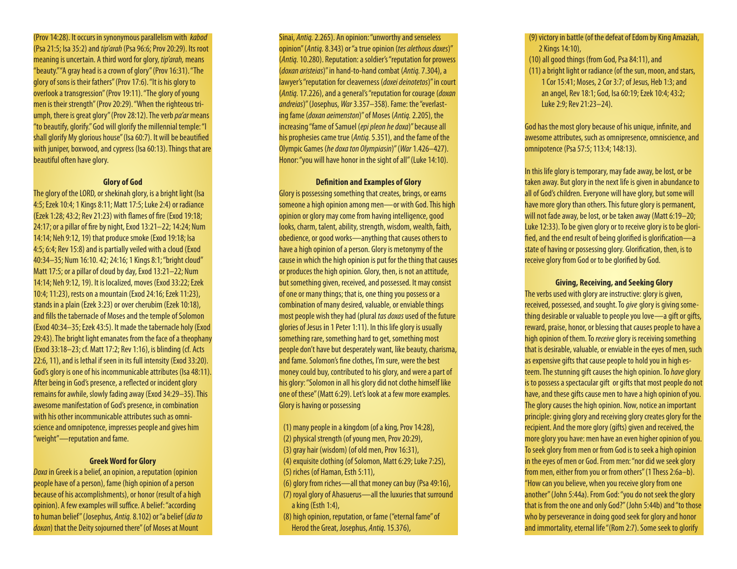(Prov 14:28). It occurs in synonymous parallelism with *kabod* (Psa 21:5; Isa 35:2) and *tip'arah* (Psa 96:6; Prov 20:29). Its root meaning is uncertain. A third word for glory, *tip'arah,* means "beauty." "A gray head is a crown of glory" (Prov 16:31). "The glory of sons is their fathers" (Prov 17:6). "It is his glory to overlook a transgression" (Prov 19:11). "The glory of young men is their strength" (Prov 20:29). "When the righteous triumph, there is great glory" (Prov 28:12). The verb *pa'ar* means "to beautify, glorify." God will glorify the millennial temple: "I shall glorify My glorious house" (Isa 60:7). It will be beautified with juniper, boxwood, and cypress (Isa 60:13). Things that are beautiful often have glory.

### Glory of God

The glory of the LORD, or shekinah glory, is a bright light (Isa 4:5; Ezek 10:4; 1 Kings 8:11; Matt 17:5; Luke 2:4) or radiance (Ezek 1:28; 43:2; Rev 21:23) with flames of fire (Exod 19:18; 24:17; or a pillar of fire by night, Exod 13:21–22; 14:24; Num 14:14; Neh 9:12, 19) that produce smoke (Exod 19:18; Isa 4:5; 6:4; Rev 15:8) and is partially veiled with a cloud (Exod 40:34–35; Num 16:10. 42; 24:16; 1 Kings 8:1; "bright cloud" Matt 17:5; or a pillar of cloud by day, Exod 13:21–22; Num 14:14; Neh 9:12, 19). It is localized, moves (Exod 33:22; Ezek 10:4; 11:23), rests on a mountain (Exod 24:16; Ezek 11:23), stands in a plain (Ezek 3:23) or over cherubim (Ezek 10:18), and fills the tabernacle of Moses and the temple of Solomon (Exod 40:34–35; Ezek 43:5). It made the tabernacle holy (Exod 29:43). The bright light emanates from the face of a theophany (Exod 33:18–23; cf. Matt 17:2; Rev 1:16), is blinding (cf. Acts 22:6, 11), and is lethal if seen in its full intensity (Exod 33:20). God's glory is one of his incommunicable attributes (Isa 48:11). After being in God's presence, a reflected or incident glory remains for awhile, slowly fading away (Exod 34:29–35). This awesome manifestation of God's presence, in combination with his other incommunicable attributes such as omniscience and omnipotence, impresses people and gives him "weight"—reputation and fame.

### Greek Word for Glory

*Doxa* in Greek is a belief, an opinion, a reputation (opinion people have of a person), fame (high opinion of a person because of his accomplishments), or honor (result of a high opinion). A few examples will suffice. A belief: "according to human belief" (Josephus, *Antiq.* 8.102) or "a belief (*dia to doxan*) that the Deity sojourned there" (of Moses at Mount Sinai, *Antiq.* 2.265). An opinion: "unworthy and senseless opinion" (*Antiq.* 8.343) or "a true opinion (*tes alethous doxes*)" (*Antiq.* 10.280). Reputation: a soldier's "reputation for prowess (*doxan aristeias*)" in hand-to-hand combat (*Antiq.* 7.304), a lawyer's "reputation for cleaverness (*doxei deinotetos*)" in court (*Antiq.* 17.226), and a general's "reputation for courage (*doxan andreias*)" (Josephus, *War* 3.357–358). Fame: the "everlasting fame (*doxan aeimenston*)" of Moses (*Antiq.* 2.205), the increasing "fame of Samuel (*epi pleon he doxa*)" because all his prophesies came true (*Antiq.* 5.351), and the fame of the Olympic Games (*he doxa ton Olympiasin*)" (*War* 1.426–427). Honor: "you will have honor in the sight of all" (Luke 14:10).

### Definition and Examples of Glory

Glory is possessing something that creates, brings, or earns someone a high opinion among men—or with God. This high opinion or glory may come from having intelligence, good looks, charm, talent, ability, strength, wisdom, wealth, faith, obedience, or good works—anything that causes others to have a high opinion of a person. Glory is metonymy of the cause in which the high opinion is put for the thing that causes or produces the high opinion. Glory, then, is not an attitude, but something given, received, and possessed. It may consist of one or many things; that is, one thing you possess or a combination of many desired, valuable, or enviable things most people wish they had (plural *tas doxas* used of the future glories of Jesus in 1 Peter 1:11). In this life glory is usually something rare, something hard to get, something most people don't have but desperately want, like beauty, charisma, and fame. Solomon's fine clothes, I'm sure, were the best money could buy, contributed to his glory, and were a part of his glory: "Solomon in all his glory did not clothe himself like one of these" (Matt 6:29). Let's look at a few more examples. Glory is having or possessing

(1) many people in a kingdom (of a king, Prov 14:28),
(2) physical strength (of young men, Prov 20:29),
(3) gray hair (wisdom) (of old men, Prov 16:31),
(4) exquisite clothing (of Solomon, Matt 6:29; Luke 7:25),
(5) riches (of Haman, Esth 5:11),
(6) glory from riches—all that money can buy (Psa 49:16),
(7) royal glory of Ahasuerus—all the luxuries that surround a king (Esth 1:4),
(8) high opinion, reputation, or fame ("eternal fame" of Herod the Great, Josephus, *Antiq.* 15.376),
(9) victory in battle (of the defeat of Edom by King Amaziah, 2 Kings 14:10),
(10) all good things (from God, Psa 84:11), and
(11) a bright light or radiance (of the sun, moon, and stars, 1 Cor 15:41; Moses, 2 Cor 3:7; of Jesus, Heb 1:3; and an angel, Rev 18:1; God, Isa 60:19; Ezek 10:4; 43:2; Luke 2:9; Rev 21:23–24).

God has the most glory because of his unique, infinite, and awesome attributes, such as omnipresence, omniscience, and omnipotence (Psa 57:5; 113:4; 148:13).

In this life glory is temporary, may fade away, be lost, or be taken away. But glory in the next life is given in abundance to all of God's children. Everyone will have glory, but some will have more glory than others. This future glory is permanent, will not fade away, be lost, or be taken away (Matt 6:19–20; Luke 12:33). To be given glory or to receive glory is to be glorified, and the end result of being glorified is glorification—a state of having or possessing glory. Glorification, then, is to receive glory from God or to be glorified by God.

### Giving, Receiving, and Seeking Glory

The verbs used with glory are instructive: glory is given, received, possessed, and sought. To *give* glory is giving something desirable or valuable to people you love—a gift or gifts, reward, praise, honor, or blessing that causes people to have a high opinion of them. To *receive* glory is receiving something that is desirable, valuable, or enviable in the eyes of men, such as expensive gifts that cause people to hold you in high esteem. The stunning gift causes the high opinion. To *have* glory is to possess a spectacular gift or gifts that most people do not have, and these gifts cause men to have a high opinion of you. The glory causes the high opinion. Now, notice an important principle: giving glory and receiving glory creates glory for the recipient. And the more glory (gifts) given and received, the more glory you have: men have an even higher opinion of you. To seek glory from men or from God is to seek a high opinion in the eyes of men or God. From men: "nor did we seek glory from men, either from you or from others" (1 Thess 2:6a–b). "How can you believe, when you receive glory from one another" (John 5:44a). From God: "you do not seek the glory that is from the one and only God?" (John 5:44b) and "to those who by perseverance in doing good seek for glory and honor and immortality, eternal life" (Rom 2:7). Some seek to glorify